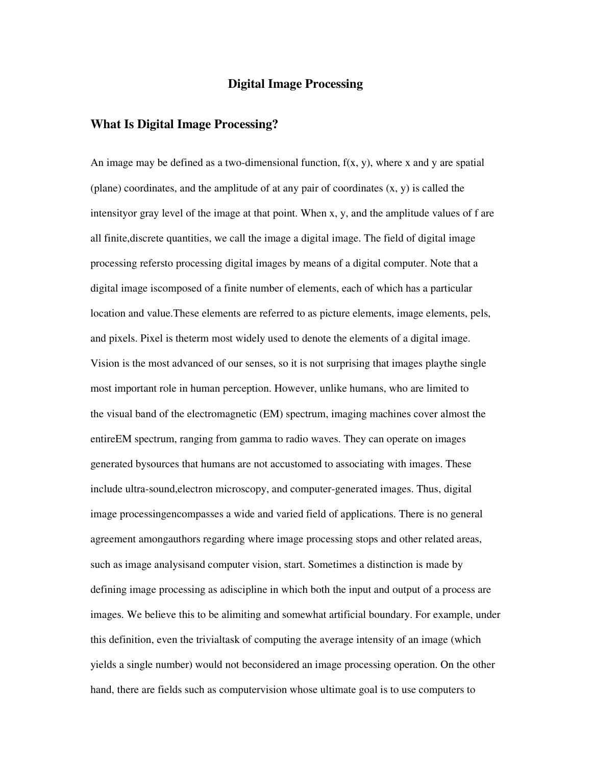# Digital Image Processing

## What Is Digital Image Processing?

An image may be defined as a two-dimensional function, f(x, y), where x and y are spatial (plane) coordinates, and the amplitude of at any pair of coordinates (x, y) is called the intensityor gray level of the image at that point. When x, y, and the amplitude values of f are all finite,discrete quantities, we call the image a digital image. The field of digital image processing refersto processing digital images by means of a digital computer. Note that a digital image iscomposed of a finite number of elements, each of which has a particular location and value.These elements are referred to as picture elements, image elements, pels, and pixels. Pixel is theterm most widely used to denote the elements of a digital image. Vision is the most advanced of our senses, so it is not surprising that images playthe single most important role in human perception. However, unlike humans, who are limited to the visual band of the electromagnetic (EM) spectrum, imaging machines cover almost the entireEM spectrum, ranging from gamma to radio waves. They can operate on images generated bysources that humans are not accustomed to associating with images. These include ultra-sound,electron microscopy, and computer-generated images. Thus, digital image processingencompasses a wide and varied field of applications. There is no general agreement amongauthors regarding where image processing stops and other related areas, such as image analysisand computer vision, start. Sometimes a distinction is made by defining image processing as adiscipline in which both the input and output of a process are images. We believe this to be alimiting and somewhat artificial boundary. For example, under this definition, even the trivialtask of computing the average intensity of an image (which yields a single number) would not beconsidered an image processing operation. On the other hand, there are fields such as computervision whose ultimate goal is to use computers to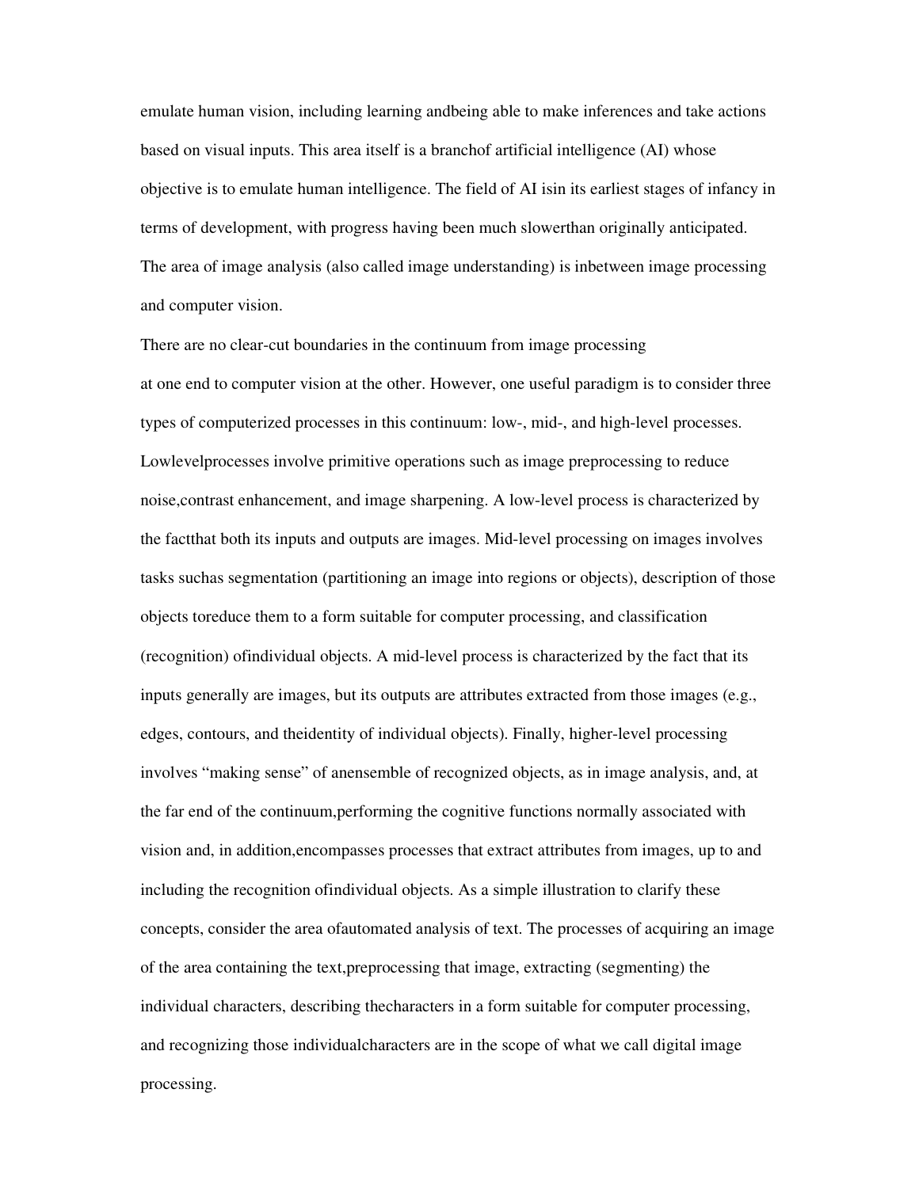emulate human vision, including learning andbeing able to make inferences and take actions based on visual inputs. This area itself is a branchof artificial intelligence (AI) whose objective is to emulate human intelligence. The field of AI isin its earliest stages of infancy in terms of development, with progress having been much slowerthan originally anticipated. The area of image analysis (also called image understanding) is inbetween image processing and computer vision.

There are no clear-cut boundaries in the continuum from image processing
at one end to computer vision at the other. However, one useful paradigm is to consider three types of computerized processes in this continuum: low-, mid-, and high-level processes. Lowlevelprocesses involve primitive operations such as image preprocessing to reduce noise,contrast enhancement, and image sharpening. A low-level process is characterized by the factthat both its inputs and outputs are images. Mid-level processing on images involves tasks suchas segmentation (partitioning an image into regions or objects), description of those objects toreduce them to a form suitable for computer processing, and classification (recognition) ofindividual objects. A mid-level process is characterized by the fact that its inputs generally are images, but its outputs are attributes extracted from those images (e.g., edges, contours, and theidentity of individual objects). Finally, higher-level processing involves "making sense" of anensemble of recognized objects, as in image analysis, and, at the far end of the continuum,performing the cognitive functions normally associated with vision and, in addition,encompasses processes that extract attributes from images, up to and including the recognition ofindividual objects. As a simple illustration to clarify these concepts, consider the area ofautomated analysis of text. The processes of acquiring an image of the area containing the text,preprocessing that image, extracting (segmenting) the individual characters, describing thecharacters in a form suitable for computer processing, and recognizing those individualcharacters are in the scope of what we call digital image processing.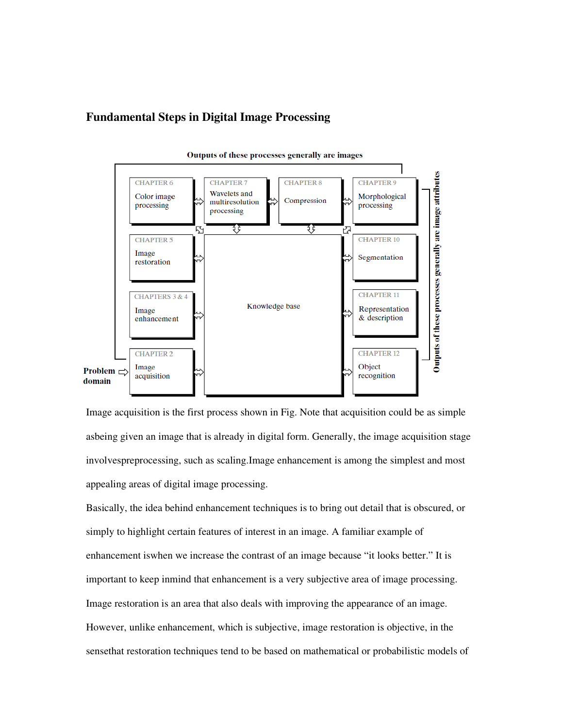## Fundamental Steps in Digital Image Processing

**Outputs of these processes generally are images**

| CHAPTER 6 Color image processing | CHAPTER 7 Wavelets and multiresolution processing | CHAPTER 8 Compression | CHAPTER 9 Morphological processing |
|---|---|---|---|
| CHAPTER 5 Image restoration | Knowledge base | | CHAPTER 10 Segmentation |
| CHAPTERS 3 & 4 Image enhancement | | | CHAPTER 11 Representation & description |
| CHAPTER 2 Image acquisition | | | CHAPTER 12 Object recognition |

**Problem domain**

**Outputs of these processes generally are image attributes**

Image acquisition is the first process shown in Fig. Note that acquisition could be as simple asbeing given an image that is already in digital form. Generally, the image acquisition stage involvespreprocessing, such as scaling.Image enhancement is among the simplest and most appealing areas of digital image processing.

Basically, the idea behind enhancement techniques is to bring out detail that is obscured, or simply to highlight certain features of interest in an image. A familiar example of enhancement iswhen we increase the contrast of an image because "it looks better." It is important to keep inmind that enhancement is a very subjective area of image processing.

Image restoration is an area that also deals with improving the appearance of an image. However, unlike enhancement, which is subjective, image restoration is objective, in the sensethat restoration techniques tend to be based on mathematical or probabilistic models of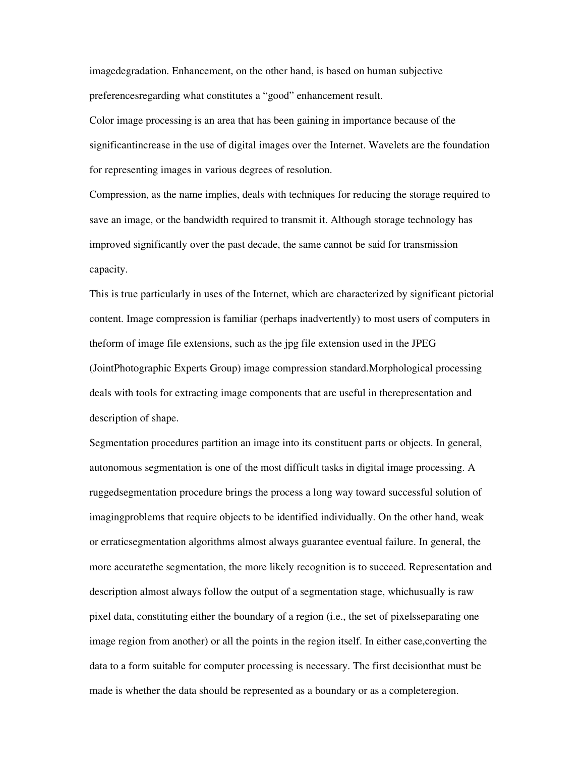imagedegradation. Enhancement, on the other hand, is based on human subjective preferencesregarding what constitutes a "good" enhancement result.

Color image processing is an area that has been gaining in importance because of the significantincrease in the use of digital images over the Internet. Wavelets are the foundation for representing images in various degrees of resolution.

Compression, as the name implies, deals with techniques for reducing the storage required to save an image, or the bandwidth required to transmit it. Although storage technology has improved significantly over the past decade, the same cannot be said for transmission capacity.

This is true particularly in uses of the Internet, which are characterized by significant pictorial content. Image compression is familiar (perhaps inadvertently) to most users of computers in theform of image file extensions, such as the jpg file extension used in the JPEG (JointPhotographic Experts Group) image compression standard.Morphological processing deals with tools for extracting image components that are useful in therepresentation and description of shape.

Segmentation procedures partition an image into its constituent parts or objects. In general, autonomous segmentation is one of the most difficult tasks in digital image processing. A ruggedsegmentation procedure brings the process a long way toward successful solution of imagingproblems that require objects to be identified individually. On the other hand, weak or erraticsegmentation algorithms almost always guarantee eventual failure. In general, the more accuratethe segmentation, the more likely recognition is to succeed. Representation and description almost always follow the output of a segmentation stage, whichusually is raw pixel data, constituting either the boundary of a region (i.e., the set of pixelsseparating one image region from another) or all the points in the region itself. In either case,converting the data to a form suitable for computer processing is necessary. The first decisionthat must be made is whether the data should be represented as a boundary or as a completeregion.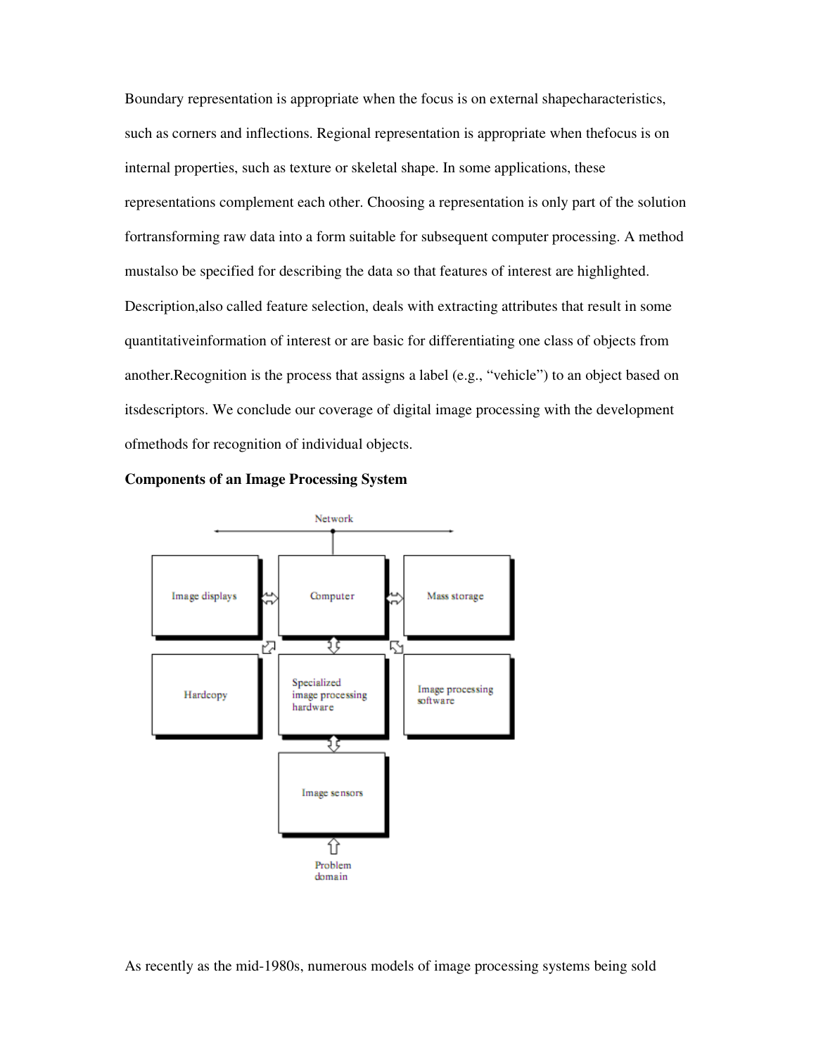Boundary representation is appropriate when the focus is on external shapecharacteristics, such as corners and inflections. Regional representation is appropriate when thefocus is on internal properties, such as texture or skeletal shape. In some applications, these representations complement each other. Choosing a representation is only part of the solution fortransforming raw data into a form suitable for subsequent computer processing. A method mustalso be specified for describing the data so that features of interest are highlighted. Description,also called feature selection, deals with extracting attributes that result in some quantitativeinformation of interest or are basic for differentiating one class of objects from another.Recognition is the process that assigns a label (e.g., "vehicle") to an object based on itsdescriptors. We conclude our coverage of digital image processing with the development ofmethods for recognition of individual objects.

**Components of an Image Processing System**

Network

Image displays | Computer | Mass storage

Hardcopy | Specialized image processing hardware | Image processing software

Image sensors

Problem domain

As recently as the mid-1980s, numerous models of image processing systems being sold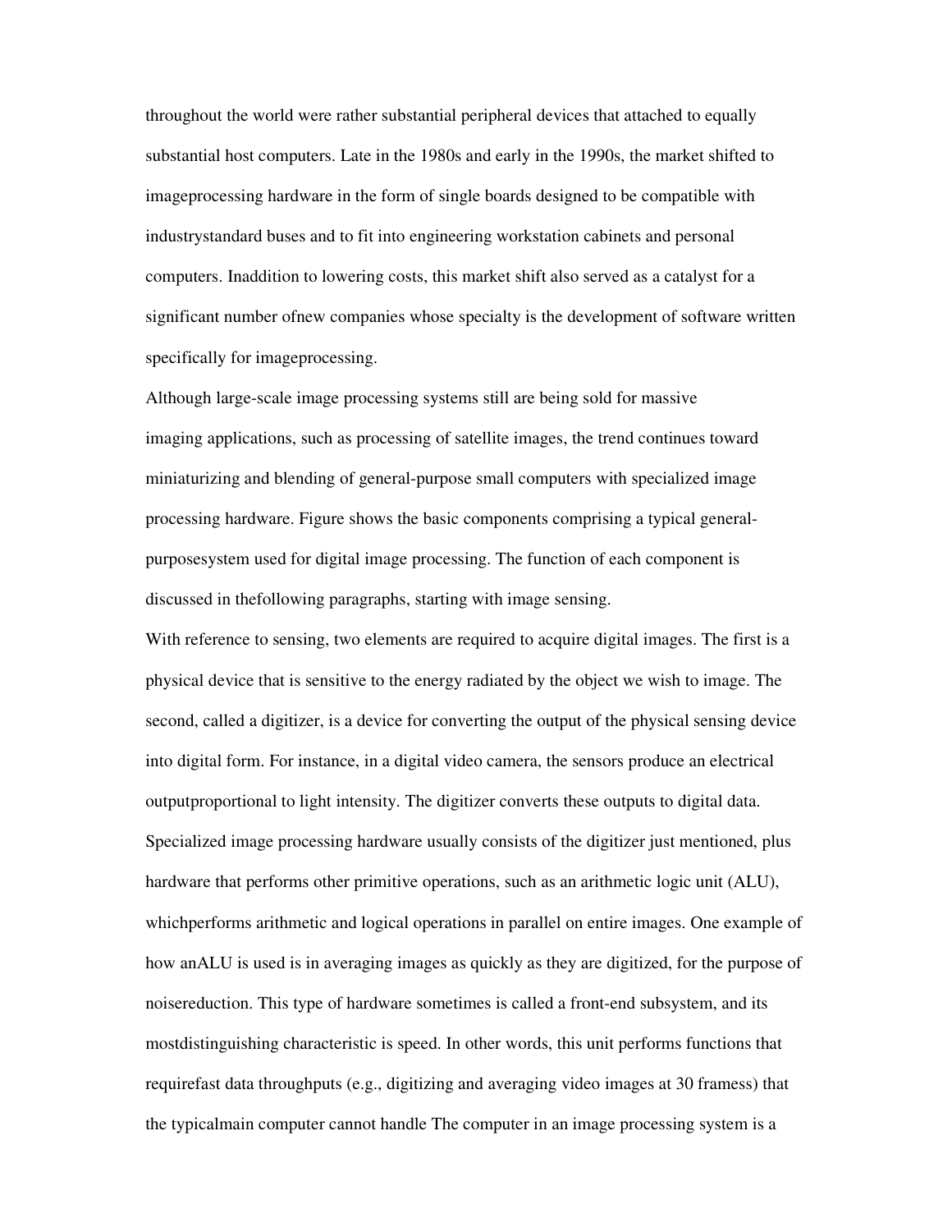throughout the world were rather substantial peripheral devices that attached to equally substantial host computers. Late in the 1980s and early in the 1990s, the market shifted to imageprocessing hardware in the form of single boards designed to be compatible with industrystandard buses and to fit into engineering workstation cabinets and personal computers. Inaddition to lowering costs, this market shift also served as a catalyst for a significant number ofnew companies whose specialty is the development of software written specifically for imageprocessing.

Although large-scale image processing systems still are being sold for massive imaging applications, such as processing of satellite images, the trend continues toward miniaturizing and blending of general-purpose small computers with specialized image processing hardware. Figure shows the basic components comprising a typical general-purposesystem used for digital image processing. The function of each component is discussed in thefollowing paragraphs, starting with image sensing.

With reference to sensing, two elements are required to acquire digital images. The first is a physical device that is sensitive to the energy radiated by the object we wish to image. The second, called a digitizer, is a device for converting the output of the physical sensing device into digital form. For instance, in a digital video camera, the sensors produce an electrical outputproportional to light intensity. The digitizer converts these outputs to digital data. Specialized image processing hardware usually consists of the digitizer just mentioned, plus hardware that performs other primitive operations, such as an arithmetic logic unit (ALU), whichperforms arithmetic and logical operations in parallel on entire images. One example of how anALU is used is in averaging images as quickly as they are digitized, for the purpose of noisereduction. This type of hardware sometimes is called a front-end subsystem, and its mostdistinguishing characteristic is speed. In other words, this unit performs functions that requirefast data throughputs (e.g., digitizing and averaging video images at 30 framess) that the typicalmain computer cannot handle The computer in an image processing system is a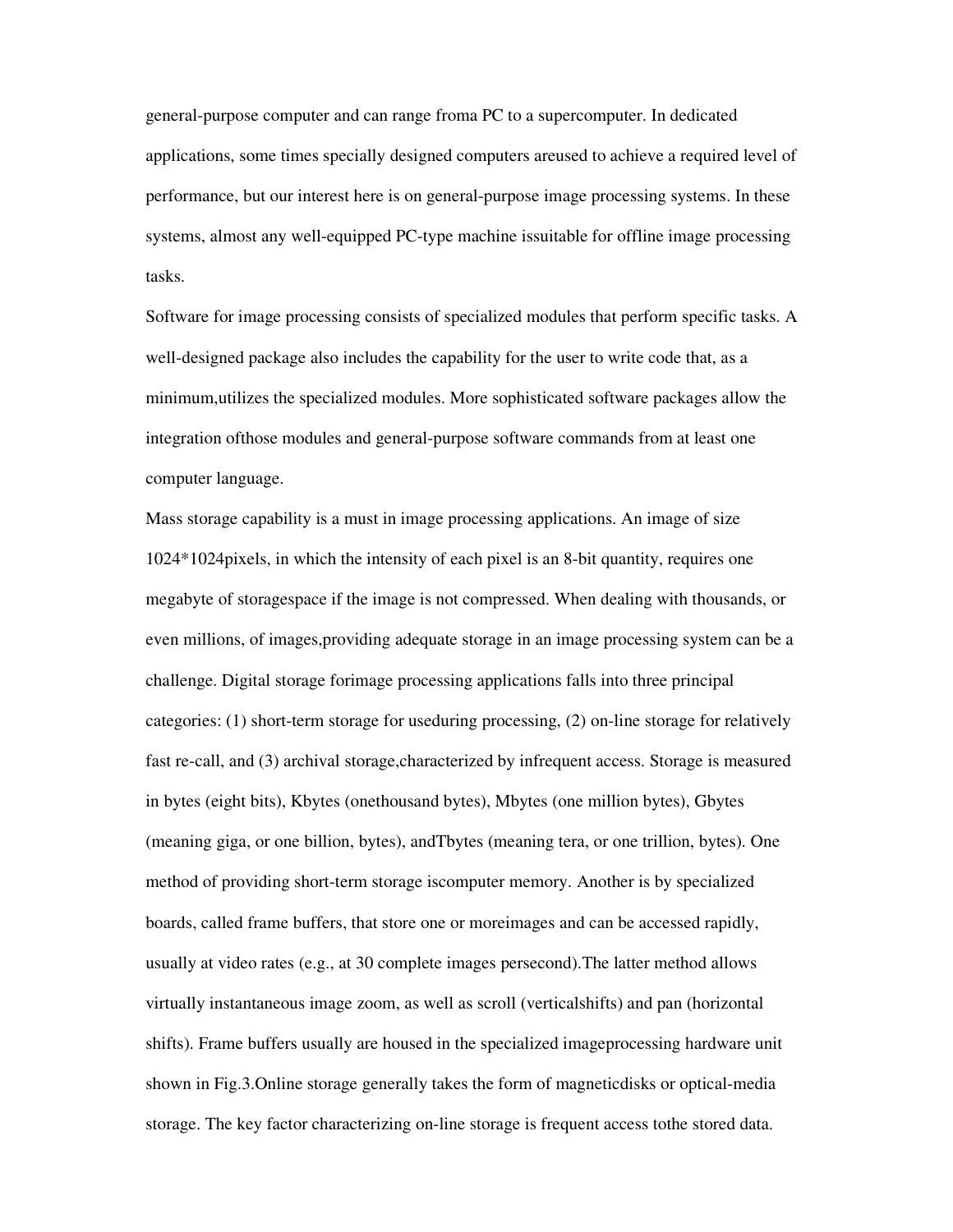general-purpose computer and can range froma PC to a supercomputer. In dedicated applications, some times specially designed computers areused to achieve a required level of performance, but our interest here is on general-purpose image processing systems. In these systems, almost any well-equipped PC-type machine issuitable for offline image processing tasks.

Software for image processing consists of specialized modules that perform specific tasks. A well-designed package also includes the capability for the user to write code that, as a minimum,utilizes the specialized modules. More sophisticated software packages allow the integration ofthose modules and general-purpose software commands from at least one computer language.

Mass storage capability is a must in image processing applications. An image of size 1024*1024pixels, in which the intensity of each pixel is an 8-bit quantity, requires one megabyte of storagespace if the image is not compressed. When dealing with thousands, or even millions, of images,providing adequate storage in an image processing system can be a challenge. Digital storage forimage processing applications falls into three principal categories: (1) short-term storage for useduring processing, (2) on-line storage for relatively fast re-call, and (3) archival storage,characterized by infrequent access. Storage is measured in bytes (eight bits), Kbytes (onethousand bytes), Mbytes (one million bytes), Gbytes (meaning giga, or one billion, bytes), andTbytes (meaning tera, or one trillion, bytes). One method of providing short-term storage iscomputer memory. Another is by specialized boards, called frame buffers, that store one or moreimages and can be accessed rapidly, usually at video rates (e.g., at 30 complete images persecond).The latter method allows virtually instantaneous image zoom, as well as scroll (verticalshifts) and pan (horizontal shifts). Frame buffers usually are housed in the specialized imageprocessing hardware unit shown in Fig.3.Online storage generally takes the form of magneticdisks or optical-media storage. The key factor characterizing on-line storage is frequent access tothe stored data.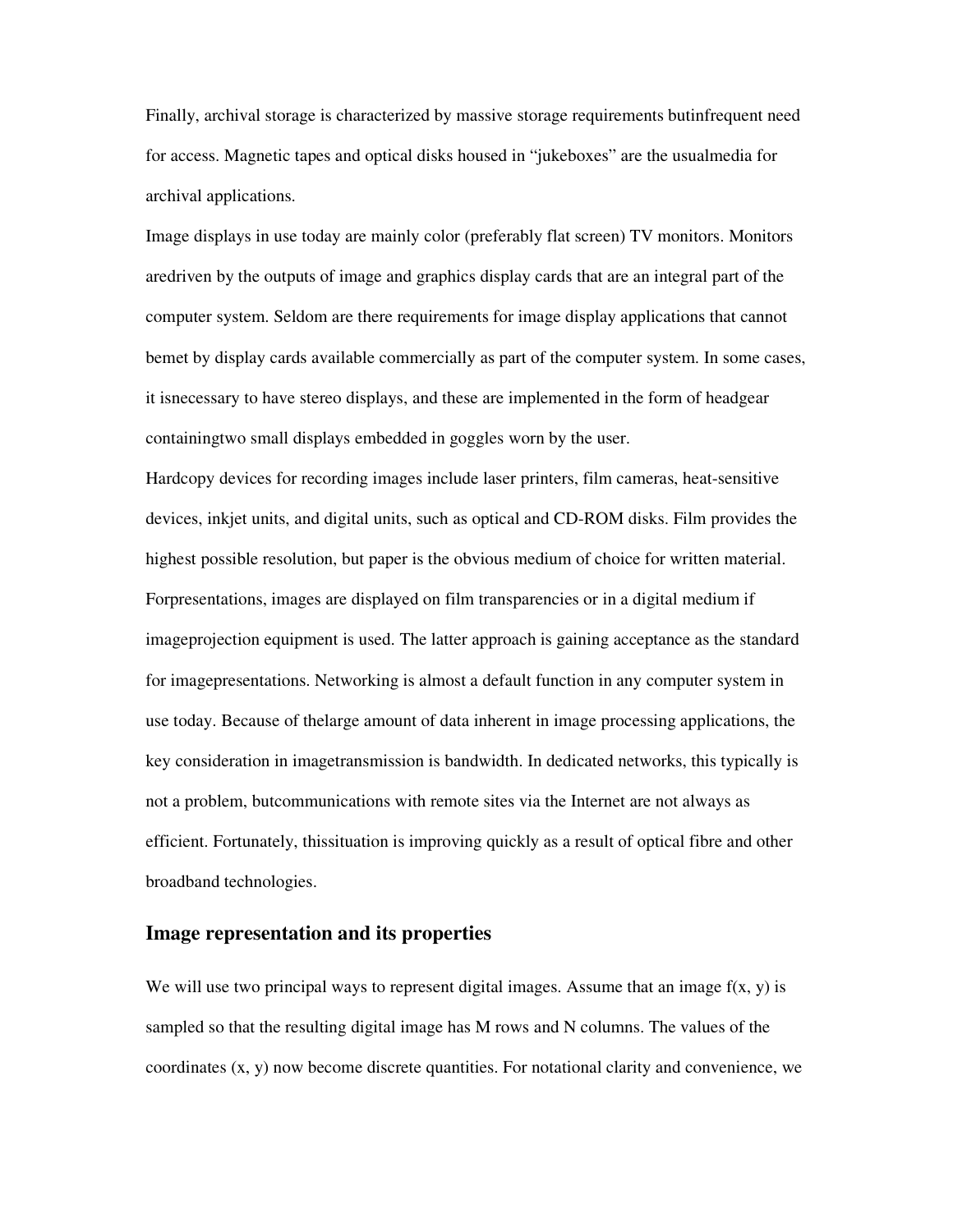Finally, archival storage is characterized by massive storage requirements butinfrequent need for access. Magnetic tapes and optical disks housed in "jukeboxes" are the usualmedia for archival applications.

Image displays in use today are mainly color (preferably flat screen) TV monitors. Monitors aredriven by the outputs of image and graphics display cards that are an integral part of the computer system. Seldom are there requirements for image display applications that cannot bemet by display cards available commercially as part of the computer system. In some cases, it isnecessary to have stereo displays, and these are implemented in the form of headgear containingtwo small displays embedded in goggles worn by the user.

Hardcopy devices for recording images include laser printers, film cameras, heat-sensitive devices, inkjet units, and digital units, such as optical and CD-ROM disks. Film provides the highest possible resolution, but paper is the obvious medium of choice for written material. Forpresentations, images are displayed on film transparencies or in a digital medium if imageprojection equipment is used. The latter approach is gaining acceptance as the standard for imagepresentations. Networking is almost a default function in any computer system in use today. Because of thelarge amount of data inherent in image processing applications, the key consideration in imagetransmission is bandwidth. In dedicated networks, this typically is not a problem, butcommunications with remote sites via the Internet are not always as efficient. Fortunately, thissituation is improving quickly as a result of optical fibre and other broadband technologies.

## Image representation and its properties

We will use two principal ways to represent digital images. Assume that an image $f(x, y)$ is sampled so that the resulting digital image has $M$ rows and $N$ columns. The values of the coordinates $(x, y)$ now become discrete quantities. For notational clarity and convenience, we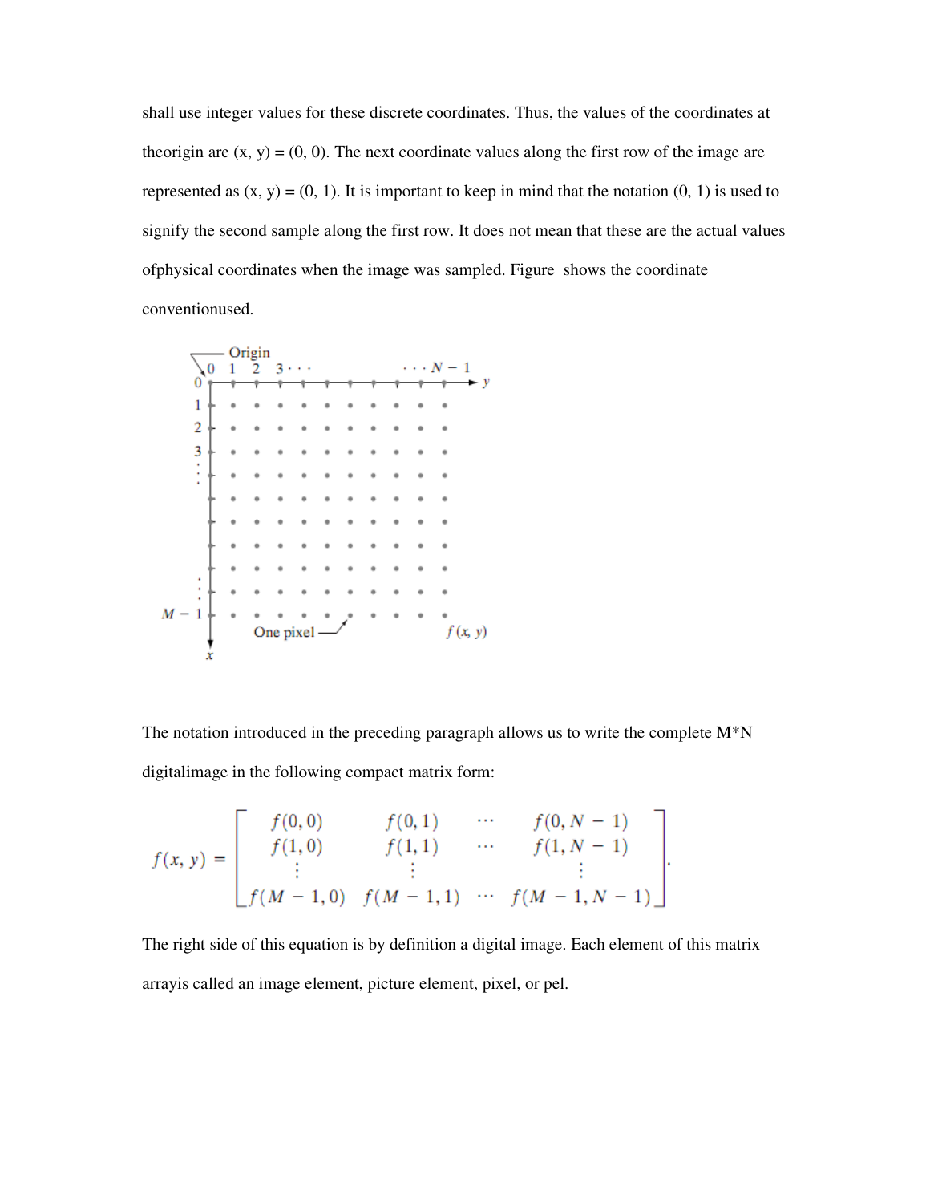shall use integer values for these discrete coordinates. Thus, the values of the coordinates at theorigin are (x, y) = (0, 0). The next coordinate values along the first row of the image are represented as (x, y) = (0, 1). It is important to keep in mind that the notation (0, 1) is used to signify the second sample along the first row. It does not mean that these are the actual values ofphysical coordinates when the image was sampled. Figure  shows the coordinate conventionused.

The notation introduced in the preceding paragraph allows us to write the complete M*N digitalimage in the following compact matrix form:

$$f(x, y) = \begin{bmatrix} f(0,0) & f(0,1) & \cdots & f(0, N-1) \\ f(1,0) & f(1,1) & \cdots & f(1, N-1) \\ \vdots & \vdots & & \vdots \\ f(M-1,0) & f(M-1,1) & \cdots & f(M-1, N-1) \end{bmatrix}.$$

The right side of this equation is by definition a digital image. Each element of this matrix arrayis called an image element, picture element, pixel, or pel.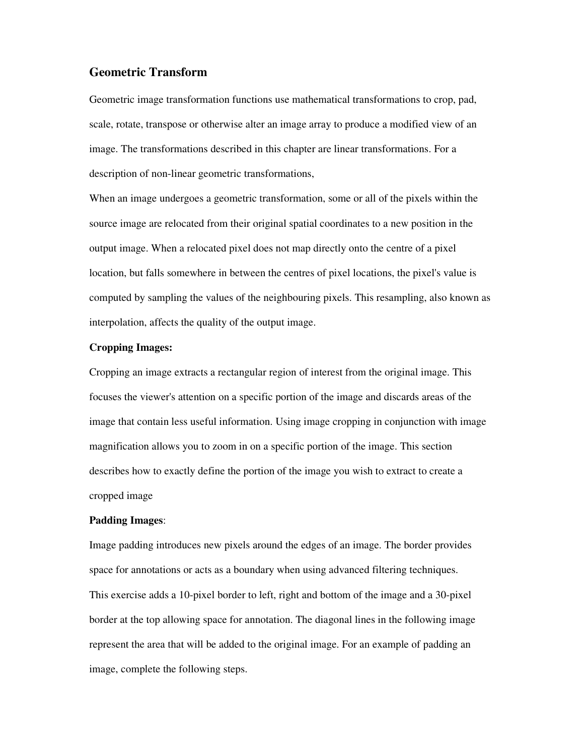## Geometric Transform

Geometric image transformation functions use mathematical transformations to crop, pad, scale, rotate, transpose or otherwise alter an image array to produce a modified view of an image. The transformations described in this chapter are linear transformations. For a description of non-linear geometric transformations,

When an image undergoes a geometric transformation, some or all of the pixels within the source image are relocated from their original spatial coordinates to a new position in the output image. When a relocated pixel does not map directly onto the centre of a pixel location, but falls somewhere in between the centres of pixel locations, the pixel's value is computed by sampling the values of the neighbouring pixels. This resampling, also known as interpolation, affects the quality of the output image.

**Cropping Images:**

Cropping an image extracts a rectangular region of interest from the original image. This focuses the viewer's attention on a specific portion of the image and discards areas of the image that contain less useful information. Using image cropping in conjunction with image magnification allows you to zoom in on a specific portion of the image. This section describes how to exactly define the portion of the image you wish to extract to create a cropped image

**Padding Images**:

Image padding introduces new pixels around the edges of an image. The border provides space for annotations or acts as a boundary when using advanced filtering techniques.

This exercise adds a 10-pixel border to left, right and bottom of the image and a 30-pixel border at the top allowing space for annotation. The diagonal lines in the following image represent the area that will be added to the original image. For an example of padding an image, complete the following steps.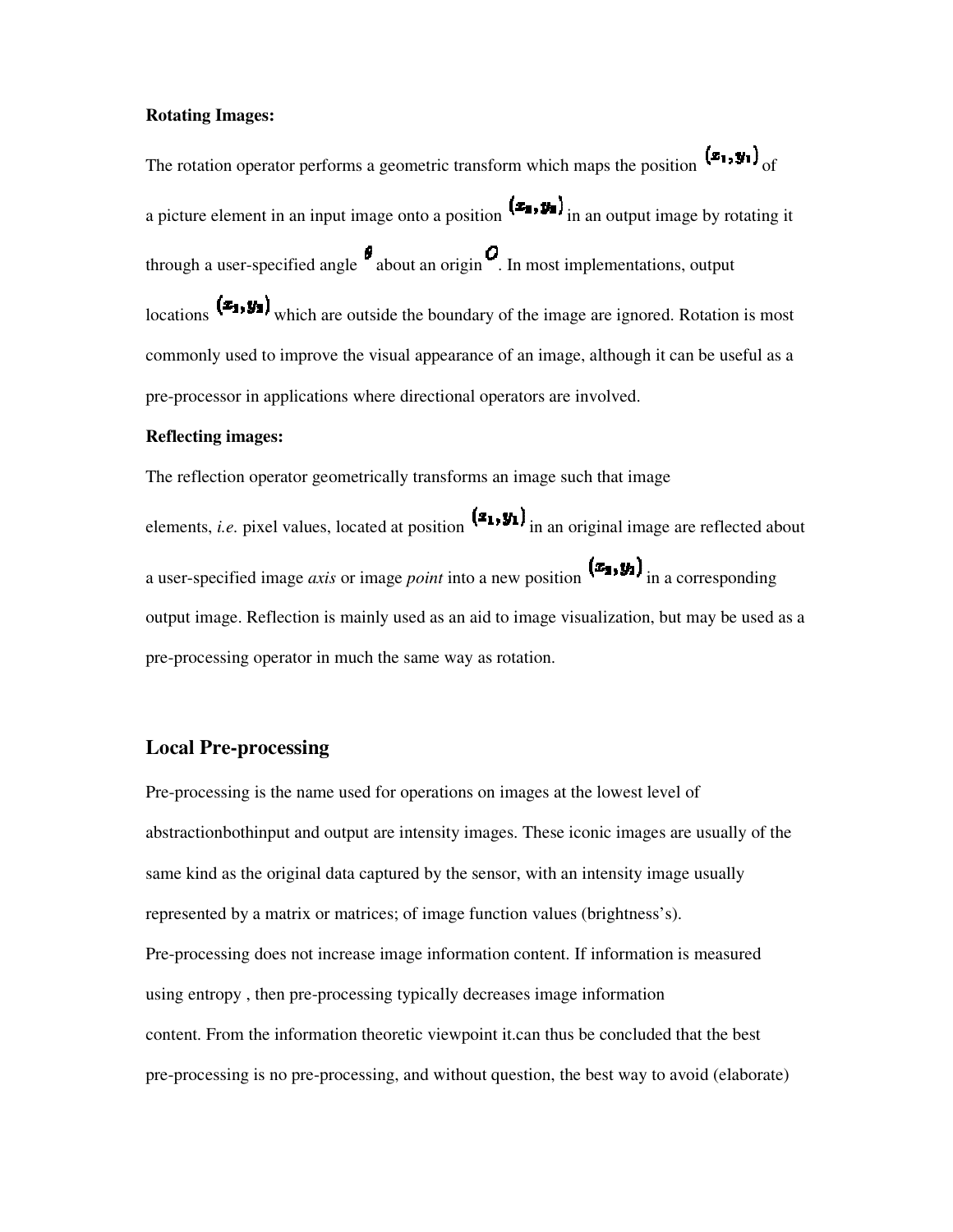**Rotating Images:**

The rotation operator performs a geometric transform which maps the position $(x_1, y_1)$ of a picture element in an input image onto a position $(x_2, y_2)$ in an output image by rotating it through a user-specified angle $\theta$ about an origin $O$. In most implementations, output locations $(x_2, y_2)$ which are outside the boundary of the image are ignored. Rotation is most commonly used to improve the visual appearance of an image, although it can be useful as a pre-processor in applications where directional operators are involved.

**Reflecting images:**

The reflection operator geometrically transforms an image such that image elements, *i.e.* pixel values, located at position $(x_1, y_1)$ in an original image are reflected about a user-specified image *axis* or image *point* into a new position $(x_2, y_2)$ in a corresponding output image. Reflection is mainly used as an aid to image visualization, but may be used as a pre-processing operator in much the same way as rotation.

## Local Pre-processing

Pre-processing is the name used for operations on images at the lowest level of abstractionbothinput and output are intensity images. These iconic images are usually of the same kind as the original data captured by the sensor, with an intensity image usually represented by a matrix or matrices; of image function values (brightness's).
Pre-processing does not increase image information content. If information is measured using entropy , then pre-processing typically decreases image information content. From the information theoretic viewpoint it.can thus be concluded that the best pre-processing is no pre-processing, and without question, the best way to avoid (elaborate)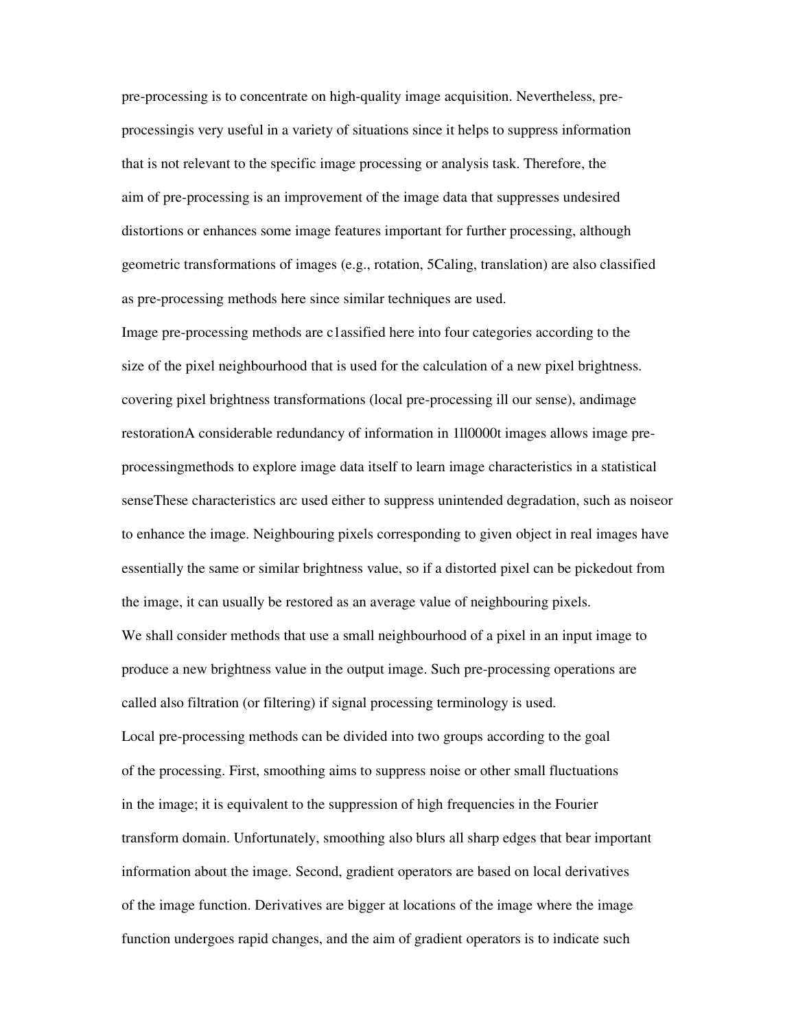pre-processing is to concentrate on high-quality image acquisition. Nevertheless, pre-processingis very useful in a variety of situations since it helps to suppress information that is not relevant to the specific image processing or analysis task. Therefore, the aim of pre-processing is an improvement of the image data that suppresses undesired distortions or enhances some image features important for further processing, although geometric transformations of images (e.g., rotation, 5Caling, translation) are also classified as pre-processing methods here since similar techniques are used.

Image pre-processing methods are c1assified here into four categories according to the size of the pixel neighbourhood that is used for the calculation of a new pixel brightness. covering pixel brightness transformations (local pre-processing ill our sense), andimage restorationA considerable redundancy of information in 1ll0000t images allows image pre-processingmethods to explore image data itself to learn image characteristics in a statistical senseThese characteristics arc used either to suppress unintended degradation, such as noiseor to enhance the image. Neighbouring pixels corresponding to given object in real images have essentially the same or similar brightness value, so if a distorted pixel can be pickedout from the image, it can usually be restored as an average value of neighbouring pixels.

We shall consider methods that use a small neighbourhood of a pixel in an input image to produce a new brightness value in the output image. Such pre-processing operations are called also filtration (or filtering) if signal processing terminology is used.

Local pre-processing methods can be divided into two groups according to the goal of the processing. First, smoothing aims to suppress noise or other small fluctuations in the image; it is equivalent to the suppression of high frequencies in the Fourier transform domain. Unfortunately, smoothing also blurs all sharp edges that bear important information about the image. Second, gradient operators are based on local derivatives of the image function. Derivatives are bigger at locations of the image where the image function undergoes rapid changes, and the aim of gradient operators is to indicate such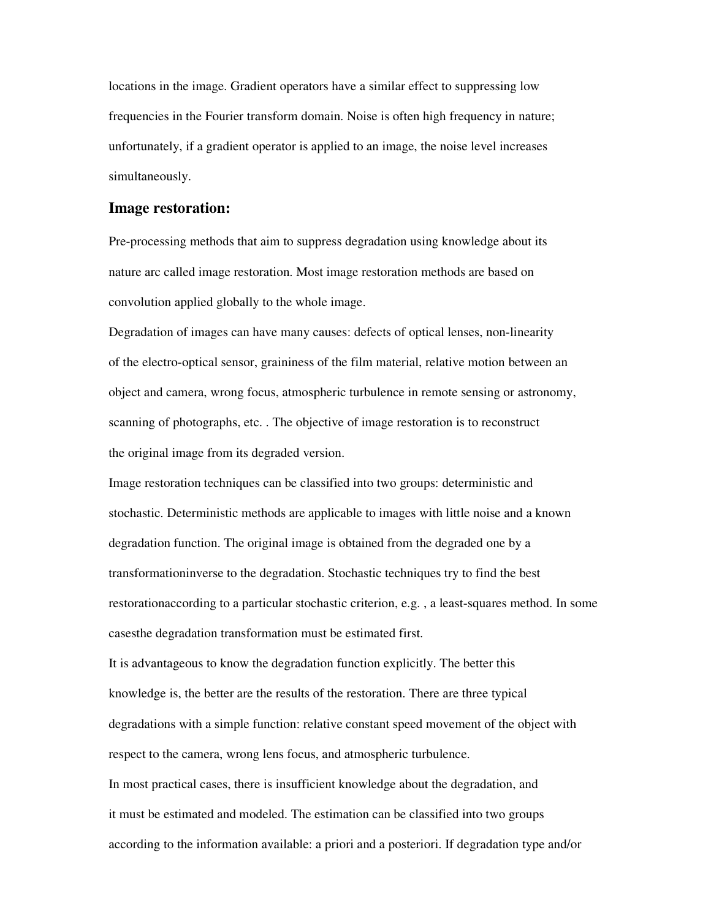locations in the image. Gradient operators have a similar effect to suppressing low frequencies in the Fourier transform domain. Noise is often high frequency in nature; unfortunately, if a gradient operator is applied to an image, the noise level increases simultaneously.

## Image restoration:

Pre-processing methods that aim to suppress degradation using knowledge about its nature arc called image restoration. Most image restoration methods are based on convolution applied globally to the whole image.

Degradation of images can have many causes: defects of optical lenses, non-linearity of the electro-optical sensor, graininess of the film material, relative motion between an object and camera, wrong focus, atmospheric turbulence in remote sensing or astronomy, scanning of photographs, etc. . The objective of image restoration is to reconstruct the original image from its degraded version.

Image restoration techniques can be classified into two groups: deterministic and stochastic. Deterministic methods are applicable to images with little noise and a known degradation function. The original image is obtained from the degraded one by a transformationinverse to the degradation. Stochastic techniques try to find the best restorationaccording to a particular stochastic criterion, e.g. , a least-squares method. In some casesthe degradation transformation must be estimated first.

It is advantageous to know the degradation function explicitly. The better this knowledge is, the better are the results of the restoration. There are three typical degradations with a simple function: relative constant speed movement of the object with respect to the camera, wrong lens focus, and atmospheric turbulence.

In most practical cases, there is insufficient knowledge about the degradation, and it must be estimated and modeled. The estimation can be classified into two groups according to the information available: a priori and a posteriori. If degradation type and/or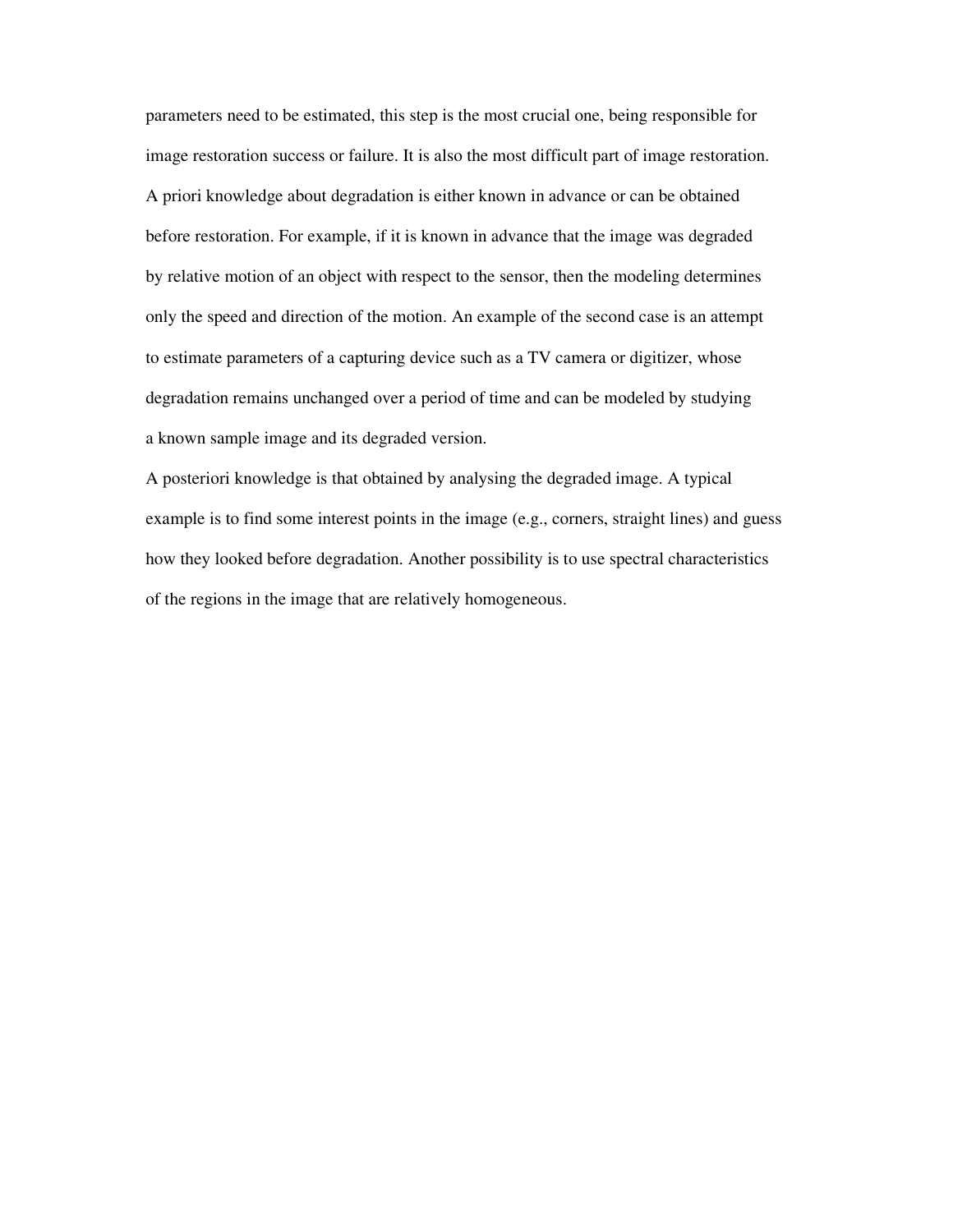parameters need to be estimated, this step is the most crucial one, being responsible for image restoration success or failure. It is also the most difficult part of image restoration.

A priori knowledge about degradation is either known in advance or can be obtained before restoration. For example, if it is known in advance that the image was degraded by relative motion of an object with respect to the sensor, then the modeling determines only the speed and direction of the motion. An example of the second case is an attempt to estimate parameters of a capturing device such as a TV camera or digitizer, whose degradation remains unchanged over a period of time and can be modeled by studying a known sample image and its degraded version.

A posteriori knowledge is that obtained by analysing the degraded image. A typical example is to find some interest points in the image (e.g., corners, straight lines) and guess how they looked before degradation. Another possibility is to use spectral characteristics of the regions in the image that are relatively homogeneous.